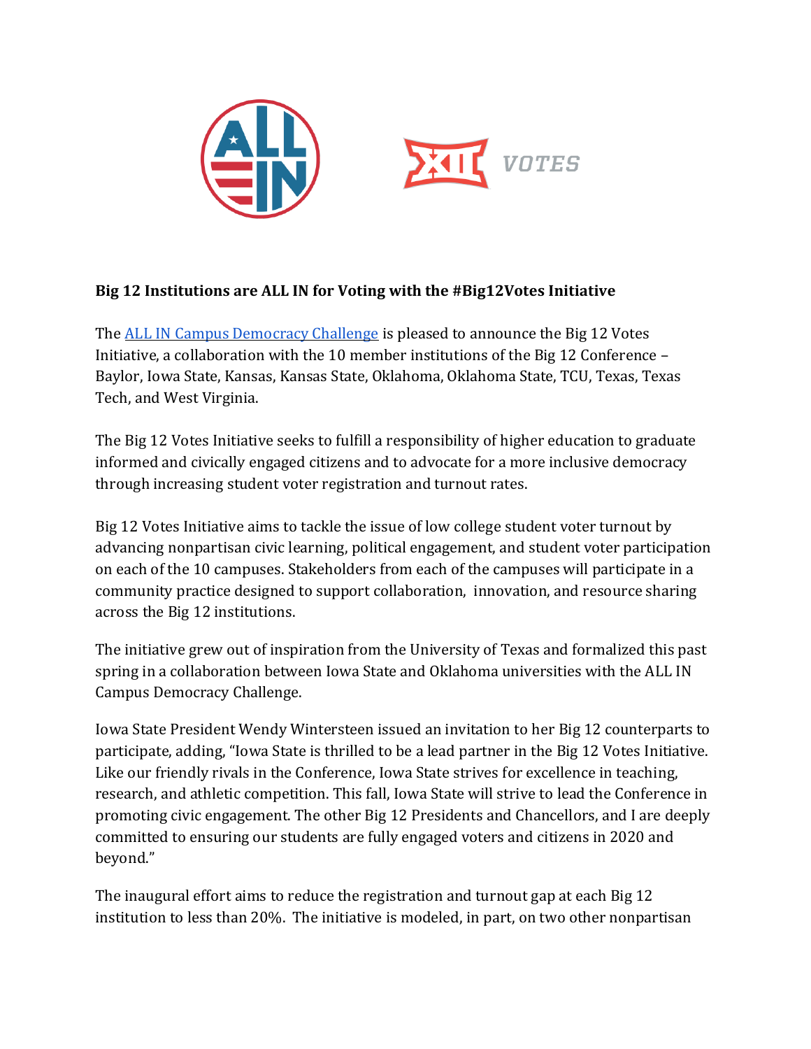**Big 12 Institutions are ALL IN for Voting with the #Big12Votes Initiative**

The [ALL IN Campus Democracy Challenge] is pleased to announce the Big 12 Votes Initiative, a collaboration with the 10 member institutions of the Big 12 Conference – Baylor, Iowa State, Kansas, Kansas State, Oklahoma, Oklahoma State, TCU, Texas, Texas Tech, and West Virginia.

The Big 12 Votes Initiative seeks to fulfill a responsibility of higher education to graduate informed and civically engaged citizens and to advocate for a more inclusive democracy through increasing student voter registration and turnout rates.

Big 12 Votes Initiative aims to tackle the issue of low college student voter turnout by advancing nonpartisan civic learning, political engagement, and student voter participation on each of the 10 campuses. Stakeholders from each of the campuses will participate in a community practice designed to support collaboration, innovation, and resource sharing across the Big 12 institutions.

The initiative grew out of inspiration from the University of Texas and formalized this past spring in a collaboration between Iowa State and Oklahoma universities with the ALL IN Campus Democracy Challenge.

Iowa State President Wendy Wintersteen issued an invitation to her Big 12 counterparts to participate, adding, "Iowa State is thrilled to be a lead partner in the Big 12 Votes Initiative. Like our friendly rivals in the Conference, Iowa State strives for excellence in teaching, research, and athletic competition. This fall, Iowa State will strive to lead the Conference in promoting civic engagement. The other Big 12 Presidents and Chancellors, and I are deeply committed to ensuring our students are fully engaged voters and citizens in 2020 and beyond."

The inaugural effort aims to reduce the registration and turnout gap at each Big 12 institution to less than 20%. The initiative is modeled, in part, on two other nonpartisan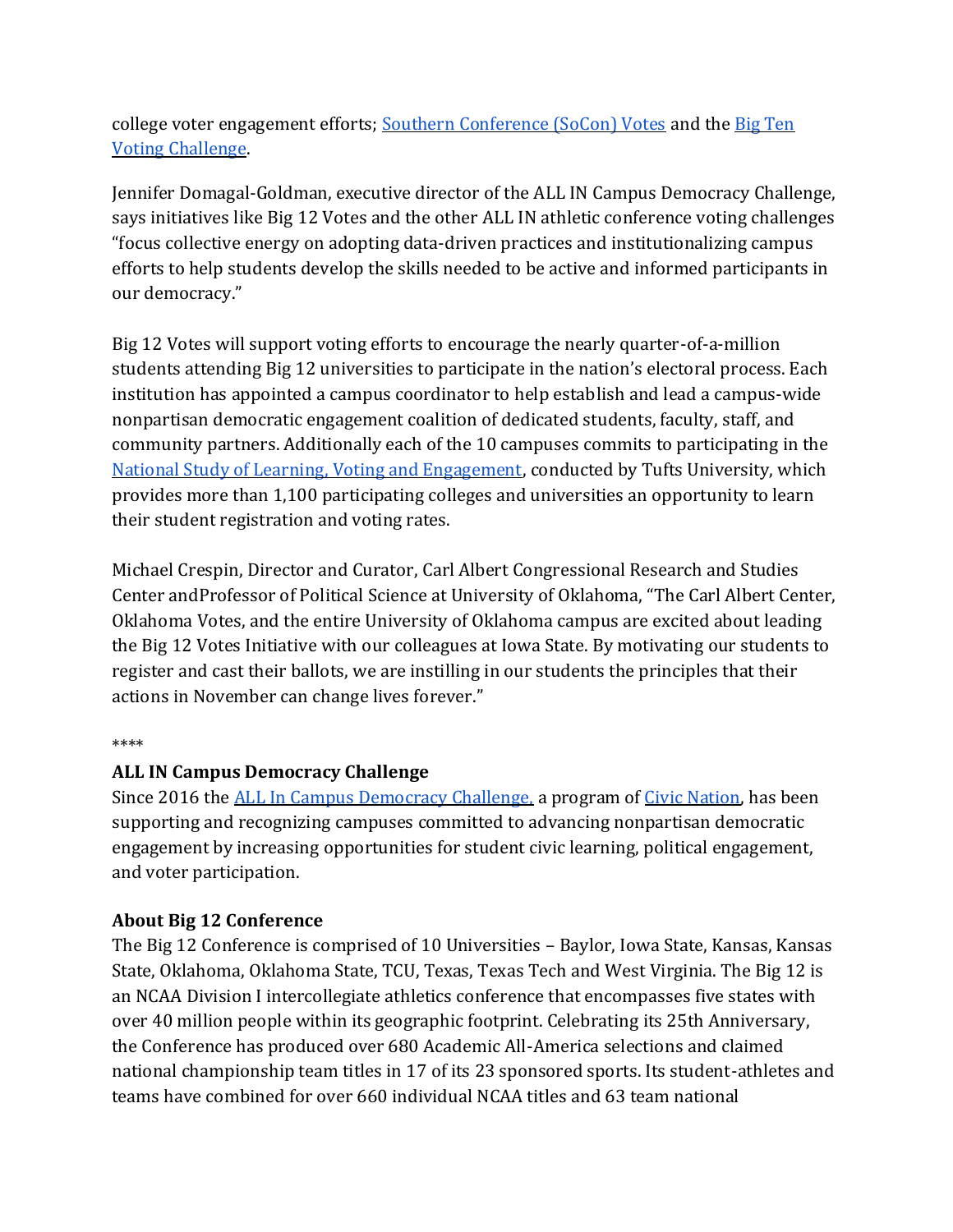college voter engagement efforts; Southern Conference (SoCon) Votes and the Big Ten Voting Challenge.

Jennifer Domagal-Goldman, executive director of the ALL IN Campus Democracy Challenge, says initiatives like Big 12 Votes and the other ALL IN athletic conference voting challenges "focus collective energy on adopting data-driven practices and institutionalizing campus efforts to help students develop the skills needed to be active and informed participants in our democracy."

Big 12 Votes will support voting efforts to encourage the nearly quarter-of-a-million students attending Big 12 universities to participate in the nation's electoral process. Each institution has appointed a campus coordinator to help establish and lead a campus-wide nonpartisan democratic engagement coalition of dedicated students, faculty, staff, and community partners. Additionally each of the 10 campuses commits to participating in the National Study of Learning, Voting and Engagement, conducted by Tufts University, which provides more than 1,100 participating colleges and universities an opportunity to learn their student registration and voting rates.

Michael Crespin, Director and Curator, Carl Albert Congressional Research and Studies Center andProfessor of Political Science at University of Oklahoma, "The Carl Albert Center, Oklahoma Votes, and the entire University of Oklahoma campus are excited about leading the Big 12 Votes Initiative with our colleagues at Iowa State. By motivating our students to register and cast their ballots, we are instilling in our students the principles that their actions in November can change lives forever."

****

**ALL IN Campus Democracy Challenge**
Since 2016 the ALL In Campus Democracy Challenge, a program of Civic Nation, has been supporting and recognizing campuses committed to advancing nonpartisan democratic engagement by increasing opportunities for student civic learning, political engagement, and voter participation.

**About Big 12 Conference**
The Big 12 Conference is comprised of 10 Universities – Baylor, Iowa State, Kansas, Kansas State, Oklahoma, Oklahoma State, TCU, Texas, Texas Tech and West Virginia. The Big 12 is an NCAA Division I intercollegiate athletics conference that encompasses five states with over 40 million people within its geographic footprint. Celebrating its 25th Anniversary, the Conference has produced over 680 Academic All-America selections and claimed national championship team titles in 17 of its 23 sponsored sports. Its student-athletes and teams have combined for over 660 individual NCAA titles and 63 team national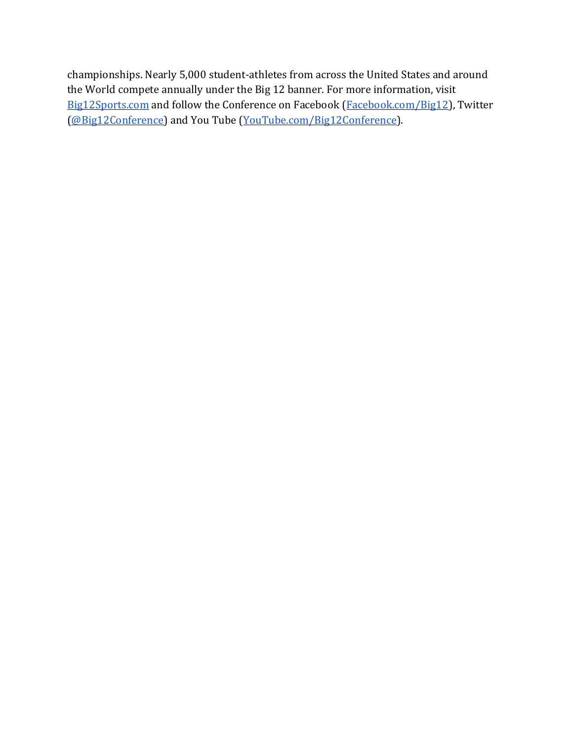championships. Nearly 5,000 student-athletes from across the United States and around the World compete annually under the Big 12 banner. For more information, visit Big12Sports.com and follow the Conference on Facebook (Facebook.com/Big12), Twitter (@Big12Conference) and You Tube (YouTube.com/Big12Conference).